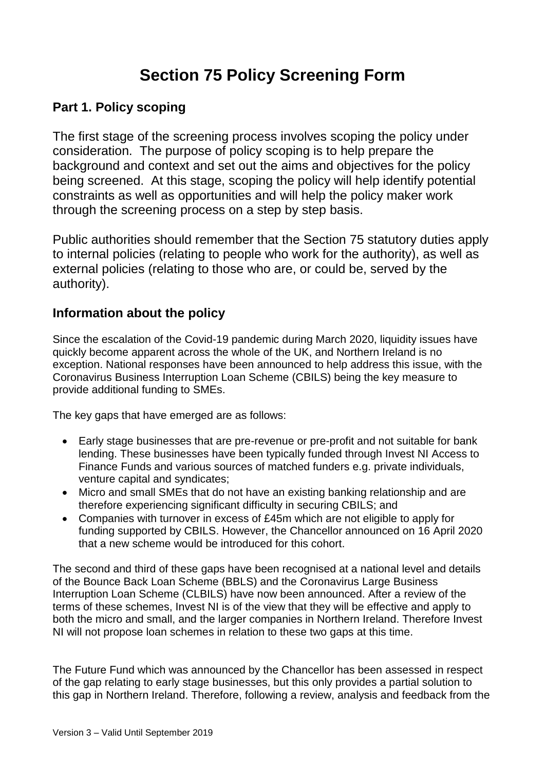# Section 75 Policy Screening Form

## Part 1. Policy scoping

The first stage of the screening process involves scoping the policy under consideration. The purpose of policy scoping is to help prepare the background and context and set out the aims and objectives for the policy being screened. At this stage, scoping the policy will help identify potential constraints as well as opportunities and will help the policy maker work through the screening process on a step by step basis.

Public authorities should remember that the Section 75 statutory duties apply to internal policies (relating to people who work for the authority), as well as external policies (relating to those who are, or could be, served by the authority).

### Information about the policy

Since the escalation of the Covid-19 pandemic during March 2020, liquidity issues have quickly become apparent across the whole of the UK, and Northern Ireland is no exception. National responses have been announced to help address this issue, with the Coronavirus Business Interruption Loan Scheme (CBILS) being the key measure to provide additional funding to SMEs.

The key gaps that have emerged are as follows:

- Early stage businesses that are pre-revenue or pre-profit and not suitable for bank lending. These businesses have been typically funded through Invest NI Access to Finance Funds and various sources of matched funders e.g. private individuals, venture capital and syndicates;
- Micro and small SMEs that do not have an existing banking relationship and are therefore experiencing significant difficulty in securing CBILS; and
- Companies with turnover in excess of £45m which are not eligible to apply for funding supported by CBILS. However, the Chancellor announced on 16 April 2020 that a new scheme would be introduced for this cohort.

The second and third of these gaps have been recognised at a national level and details of the Bounce Back Loan Scheme (BBLS) and the Coronavirus Large Business Interruption Loan Scheme (CLBILS) have now been announced. After a review of the terms of these schemes, Invest NI is of the view that they will be effective and apply to both the micro and small, and the larger companies in Northern Ireland. Therefore Invest NI will not propose loan schemes in relation to these two gaps at this time.

The Future Fund which was announced by the Chancellor has been assessed in respect of the gap relating to early stage businesses, but this only provides a partial solution to this gap in Northern Ireland. Therefore, following a review, analysis and feedback from the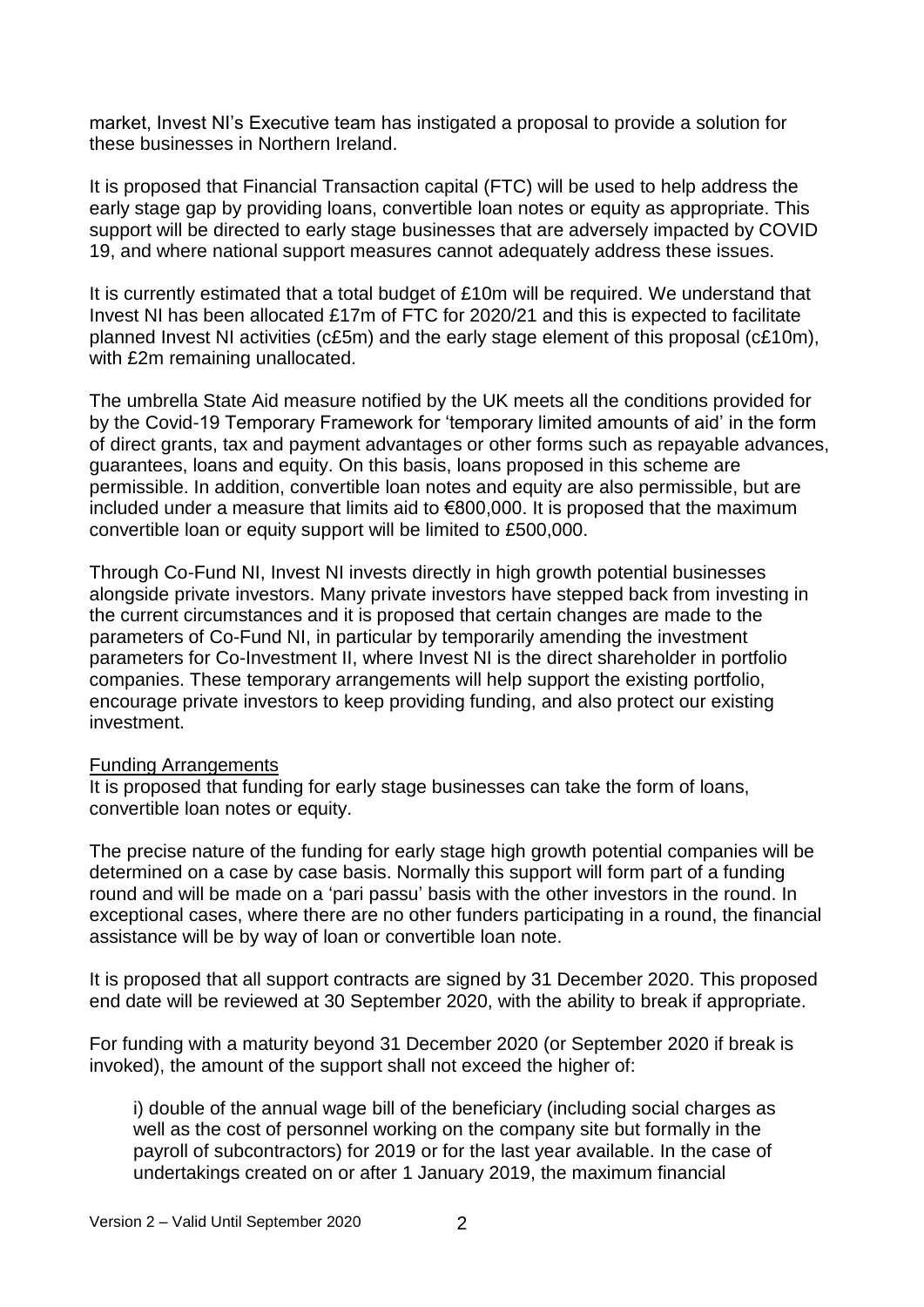market, Invest NI's Executive team has instigated a proposal to provide a solution for these businesses in Northern Ireland.

It is proposed that Financial Transaction capital (FTC) will be used to help address the early stage gap by providing loans, convertible loan notes or equity as appropriate. This support will be directed to early stage businesses that are adversely impacted by COVID 19, and where national support measures cannot adequately address these issues.

It is currently estimated that a total budget of £10m will be required. We understand that Invest NI has been allocated £17m of FTC for 2020/21 and this is expected to facilitate planned Invest NI activities (c£5m) and the early stage element of this proposal (c£10m), with £2m remaining unallocated.

The umbrella State Aid measure notified by the UK meets all the conditions provided for by the Covid-19 Temporary Framework for 'temporary limited amounts of aid' in the form of direct grants, tax and payment advantages or other forms such as repayable advances, guarantees, loans and equity. On this basis, loans proposed in this scheme are permissible. In addition, convertible loan notes and equity are also permissible, but are included under a measure that limits aid to €800,000. It is proposed that the maximum convertible loan or equity support will be limited to £500,000.

Through Co-Fund NI, Invest NI invests directly in high growth potential businesses alongside private investors. Many private investors have stepped back from investing in the current circumstances and it is proposed that certain changes are made to the parameters of Co-Fund NI, in particular by temporarily amending the investment parameters for Co-Investment II, where Invest NI is the direct shareholder in portfolio companies. These temporary arrangements will help support the existing portfolio, encourage private investors to keep providing funding, and also protect our existing investment.

<u>Funding Arrangements</u>

It is proposed that funding for early stage businesses can take the form of loans, convertible loan notes or equity.

The precise nature of the funding for early stage high growth potential companies will be determined on a case by case basis. Normally this support will form part of a funding round and will be made on a 'pari passu' basis with the other investors in the round. In exceptional cases, where there are no other funders participating in a round, the financial assistance will be by way of loan or convertible loan note.

It is proposed that all support contracts are signed by 31 December 2020. This proposed end date will be reviewed at 30 September 2020, with the ability to break if appropriate.

For funding with a maturity beyond 31 December 2020 (or September 2020 if break is invoked), the amount of the support shall not exceed the higher of:

> i) double of the annual wage bill of the beneficiary (including social charges as well as the cost of personnel working on the company site but formally in the payroll of subcontractors) for 2019 or for the last year available. In the case of undertakings created on or after 1 January 2019, the maximum financial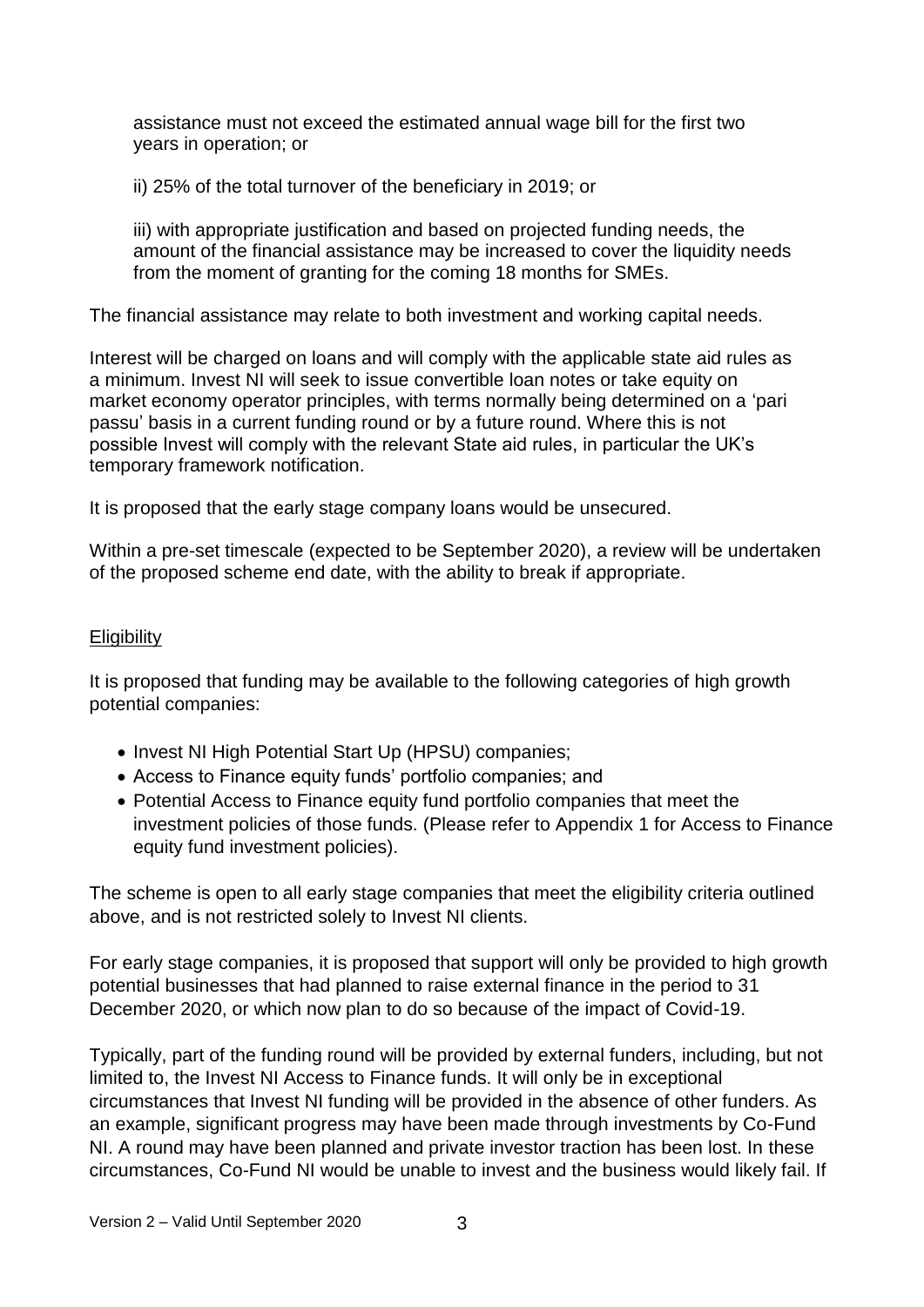assistance must not exceed the estimated annual wage bill for the first two years in operation; or

ii) 25% of the total turnover of the beneficiary in 2019; or

iii) with appropriate justification and based on projected funding needs, the amount of the financial assistance may be increased to cover the liquidity needs from the moment of granting for the coming 18 months for SMEs.

The financial assistance may relate to both investment and working capital needs.

Interest will be charged on loans and will comply with the applicable state aid rules as a minimum. Invest NI will seek to issue convertible loan notes or take equity on market economy operator principles, with terms normally being determined on a 'pari passu' basis in a current funding round or by a future round. Where this is not possible Invest will comply with the relevant State aid rules, in particular the UK's temporary framework notification.

It is proposed that the early stage company loans would be unsecured.

Within a pre-set timescale (expected to be September 2020), a review will be undertaken of the proposed scheme end date, with the ability to break if appropriate.

## Eligibility

It is proposed that funding may be available to the following categories of high growth potential companies:

- Invest NI High Potential Start Up (HPSU) companies;
- Access to Finance equity funds' portfolio companies; and
- Potential Access to Finance equity fund portfolio companies that meet the investment policies of those funds. (Please refer to Appendix 1 for Access to Finance equity fund investment policies).

The scheme is open to all early stage companies that meet the eligibility criteria outlined above, and is not restricted solely to Invest NI clients.

For early stage companies, it is proposed that support will only be provided to high growth potential businesses that had planned to raise external finance in the period to 31 December 2020, or which now plan to do so because of the impact of Covid-19.

Typically, part of the funding round will be provided by external funders, including, but not limited to, the Invest NI Access to Finance funds. It will only be in exceptional circumstances that Invest NI funding will be provided in the absence of other funders. As an example, significant progress may have been made through investments by Co-Fund NI. A round may have been planned and private investor traction has been lost. In these circumstances, Co-Fund NI would be unable to invest and the business would likely fail. If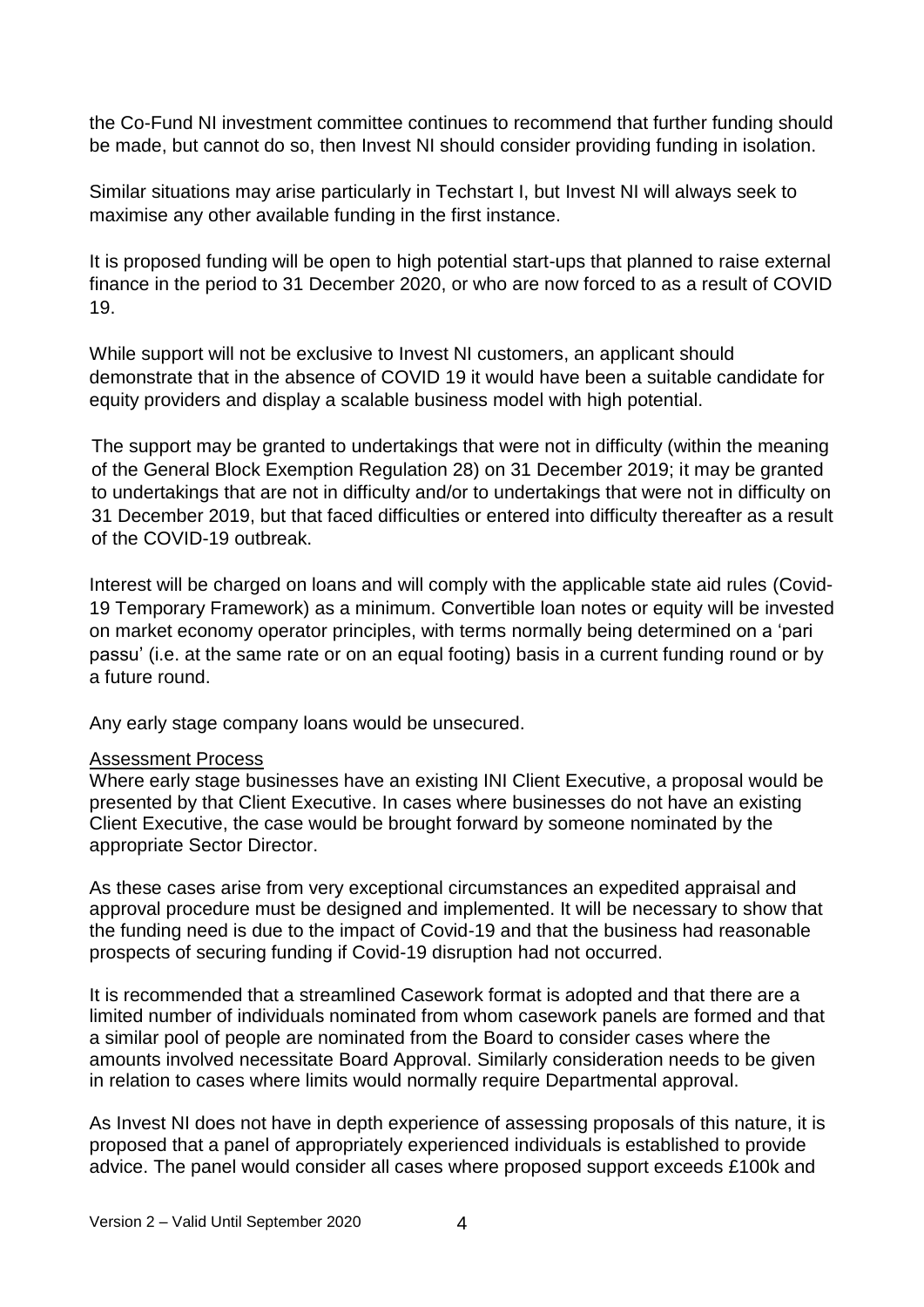the Co-Fund NI investment committee continues to recommend that further funding should be made, but cannot do so, then Invest NI should consider providing funding in isolation.

Similar situations may arise particularly in Techstart I, but Invest NI will always seek to maximise any other available funding in the first instance.

It is proposed funding will be open to high potential start-ups that planned to raise external finance in the period to 31 December 2020, or who are now forced to as a result of COVID 19.

While support will not be exclusive to Invest NI customers, an applicant should demonstrate that in the absence of COVID 19 it would have been a suitable candidate for equity providers and display a scalable business model with high potential.

The support may be granted to undertakings that were not in difficulty (within the meaning of the General Block Exemption Regulation 28) on 31 December 2019; it may be granted to undertakings that are not in difficulty and/or to undertakings that were not in difficulty on 31 December 2019, but that faced difficulties or entered into difficulty thereafter as a result of the COVID-19 outbreak.

Interest will be charged on loans and will comply with the applicable state aid rules (Covid-19 Temporary Framework) as a minimum. Convertible loan notes or equity will be invested on market economy operator principles, with terms normally being determined on a 'pari passu' (i.e. at the same rate or on an equal footing) basis in a current funding round or by a future round.

Any early stage company loans would be unsecured.

<u>Assessment Process</u>

Where early stage businesses have an existing INI Client Executive, a proposal would be presented by that Client Executive. In cases where businesses do not have an existing Client Executive, the case would be brought forward by someone nominated by the appropriate Sector Director.

As these cases arise from very exceptional circumstances an expedited appraisal and approval procedure must be designed and implemented. It will be necessary to show that the funding need is due to the impact of Covid-19 and that the business had reasonable prospects of securing funding if Covid-19 disruption had not occurred.

It is recommended that a streamlined Casework format is adopted and that there are a limited number of individuals nominated from whom casework panels are formed and that a similar pool of people are nominated from the Board to consider cases where the amounts involved necessitate Board Approval. Similarly consideration needs to be given in relation to cases where limits would normally require Departmental approval.

As Invest NI does not have in depth experience of assessing proposals of this nature, it is proposed that a panel of appropriately experienced individuals is established to provide advice. The panel would consider all cases where proposed support exceeds £100k and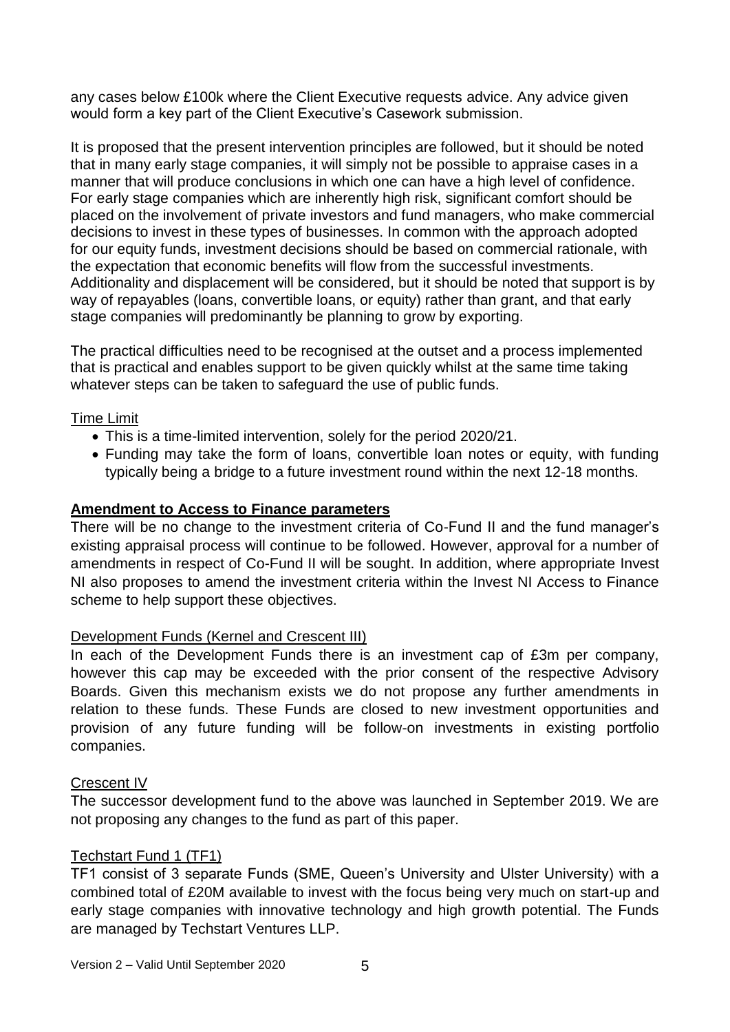any cases below £100k where the Client Executive requests advice. Any advice given would form a key part of the Client Executive's Casework submission.

It is proposed that the present intervention principles are followed, but it should be noted that in many early stage companies, it will simply not be possible to appraise cases in a manner that will produce conclusions in which one can have a high level of confidence. For early stage companies which are inherently high risk, significant comfort should be placed on the involvement of private investors and fund managers, who make commercial decisions to invest in these types of businesses. In common with the approach adopted for our equity funds, investment decisions should be based on commercial rationale, with the expectation that economic benefits will flow from the successful investments. Additionality and displacement will be considered, but it should be noted that support is by way of repayables (loans, convertible loans, or equity) rather than grant, and that early stage companies will predominantly be planning to grow by exporting.

The practical difficulties need to be recognised at the outset and a process implemented that is practical and enables support to be given quickly whilst at the same time taking whatever steps can be taken to safeguard the use of public funds.

Time Limit

- This is a time-limited intervention, solely for the period 2020/21.
- Funding may take the form of loans, convertible loan notes or equity, with funding typically being a bridge to a future investment round within the next 12-18 months.

**Amendment to Access to Finance parameters**

There will be no change to the investment criteria of Co-Fund II and the fund manager's existing appraisal process will continue to be followed. However, approval for a number of amendments in respect of Co-Fund II will be sought. In addition, where appropriate Invest NI also proposes to amend the investment criteria within the Invest NI Access to Finance scheme to help support these objectives.

Development Funds (Kernel and Crescent III)

In each of the Development Funds there is an investment cap of £3m per company, however this cap may be exceeded with the prior consent of the respective Advisory Boards. Given this mechanism exists we do not propose any further amendments in relation to these funds. These Funds are closed to new investment opportunities and provision of any future funding will be follow-on investments in existing portfolio companies.

Crescent IV

The successor development fund to the above was launched in September 2019. We are not proposing any changes to the fund as part of this paper.

Techstart Fund 1 (TF1)

TF1 consist of 3 separate Funds (SME, Queen's University and Ulster University) with a combined total of £20M available to invest with the focus being very much on start-up and early stage companies with innovative technology and high growth potential. The Funds are managed by Techstart Ventures LLP.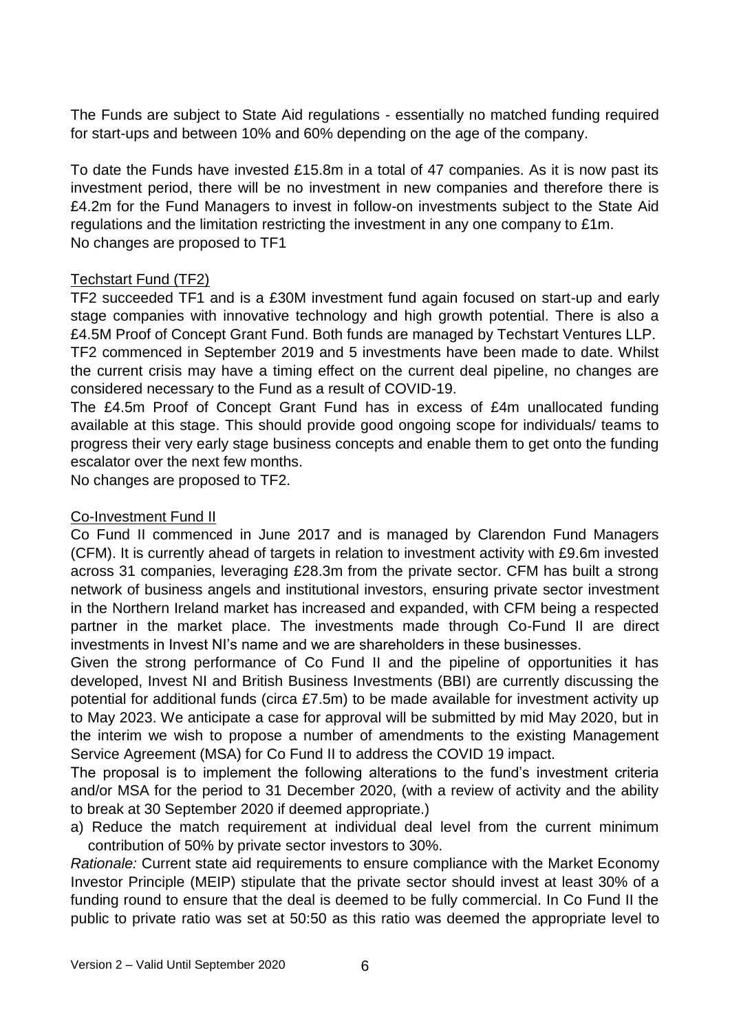The Funds are subject to State Aid regulations - essentially no matched funding required for start-ups and between 10% and 60% depending on the age of the company.

To date the Funds have invested £15.8m in a total of 47 companies. As it is now past its investment period, there will be no investment in new companies and therefore there is £4.2m for the Fund Managers to invest in follow-on investments subject to the State Aid regulations and the limitation restricting the investment in any one company to £1m.
No changes are proposed to TF1

Techstart Fund (TF2)

TF2 succeeded TF1 and is a £30M investment fund again focused on start-up and early stage companies with innovative technology and high growth potential. There is also a £4.5M Proof of Concept Grant Fund. Both funds are managed by Techstart Ventures LLP.
TF2 commenced in September 2019 and 5 investments have been made to date. Whilst the current crisis may have a timing effect on the current deal pipeline, no changes are considered necessary to the Fund as a result of COVID-19.
The £4.5m Proof of Concept Grant Fund has in excess of £4m unallocated funding available at this stage. This should provide good ongoing scope for individuals/ teams to progress their very early stage business concepts and enable them to get onto the funding escalator over the next few months.
No changes are proposed to TF2.

Co-Investment Fund II

Co Fund II commenced in June 2017 and is managed by Clarendon Fund Managers (CFM). It is currently ahead of targets in relation to investment activity with £9.6m invested across 31 companies, leveraging £28.3m from the private sector. CFM has built a strong network of business angels and institutional investors, ensuring private sector investment in the Northern Ireland market has increased and expanded, with CFM being a respected partner in the market place. The investments made through Co-Fund II are direct investments in Invest NI's name and we are shareholders in these businesses.
Given the strong performance of Co Fund II and the pipeline of opportunities it has developed, Invest NI and British Business Investments (BBI) are currently discussing the potential for additional funds (circa £7.5m) to be made available for investment activity up to May 2023. We anticipate a case for approval will be submitted by mid May 2020, but in the interim we wish to propose a number of amendments to the existing Management Service Agreement (MSA) for Co Fund II to address the COVID 19 impact.
The proposal is to implement the following alterations to the fund's investment criteria and/or MSA for the period to 31 December 2020, (with a review of activity and the ability to break at 30 September 2020 if deemed appropriate.)

a) Reduce the match requirement at individual deal level from the current minimum contribution of 50% by private sector investors to 30%.

*Rationale:* Current state aid requirements to ensure compliance with the Market Economy Investor Principle (MEIP) stipulate that the private sector should invest at least 30% of a funding round to ensure that the deal is deemed to be fully commercial. In Co Fund II the public to private ratio was set at 50:50 as this ratio was deemed the appropriate level to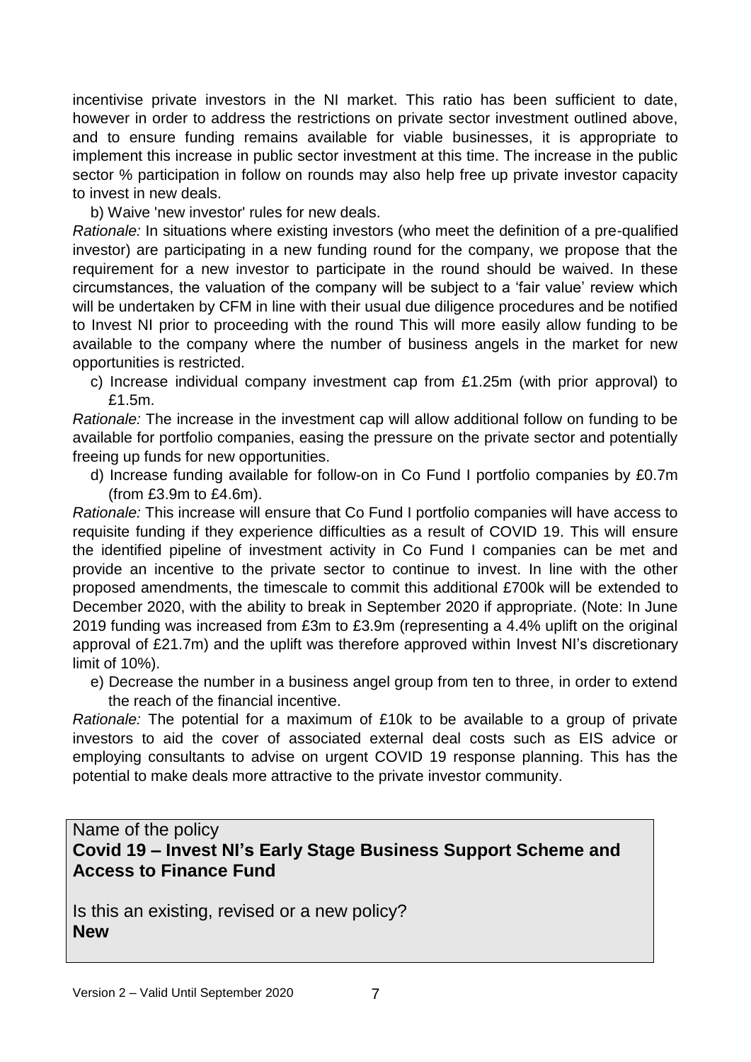incentivise private investors in the NI market. This ratio has been sufficient to date, however in order to address the restrictions on private sector investment outlined above, and to ensure funding remains available for viable businesses, it is appropriate to implement this increase in public sector investment at this time. The increase in the public sector % participation in follow on rounds may also help free up private investor capacity to invest in new deals.

b) Waive 'new investor' rules for new deals.

*Rationale:* In situations where existing investors (who meet the definition of a pre-qualified investor) are participating in a new funding round for the company, we propose that the requirement for a new investor to participate in the round should be waived. In these circumstances, the valuation of the company will be subject to a 'fair value' review which will be undertaken by CFM in line with their usual due diligence procedures and be notified to Invest NI prior to proceeding with the round This will more easily allow funding to be available to the company where the number of business angels in the market for new opportunities is restricted.

c) Increase individual company investment cap from £1.25m (with prior approval) to £1.5m.

*Rationale:* The increase in the investment cap will allow additional follow on funding to be available for portfolio companies, easing the pressure on the private sector and potentially freeing up funds for new opportunities.

d) Increase funding available for follow-on in Co Fund I portfolio companies by £0.7m (from £3.9m to £4.6m).

*Rationale:* This increase will ensure that Co Fund I portfolio companies will have access to requisite funding if they experience difficulties as a result of COVID 19. This will ensure the identified pipeline of investment activity in Co Fund I companies can be met and provide an incentive to the private sector to continue to invest. In line with the other proposed amendments, the timescale to commit this additional £700k will be extended to December 2020, with the ability to break in September 2020 if appropriate. (Note: In June 2019 funding was increased from £3m to £3.9m (representing a 4.4% uplift on the original approval of £21.7m) and the uplift was therefore approved within Invest NI's discretionary limit of 10%).

e) Decrease the number in a business angel group from ten to three, in order to extend the reach of the financial incentive.

*Rationale:* The potential for a maximum of £10k to be available to a group of private investors to aid the cover of associated external deal costs such as EIS advice or employing consultants to advise on urgent COVID 19 response planning. This has the potential to make deals more attractive to the private investor community.

Name of the policy
**Covid 19 – Invest NI's Early Stage Business Support Scheme and Access to Finance Fund**

Is this an existing, revised or a new policy?
**New**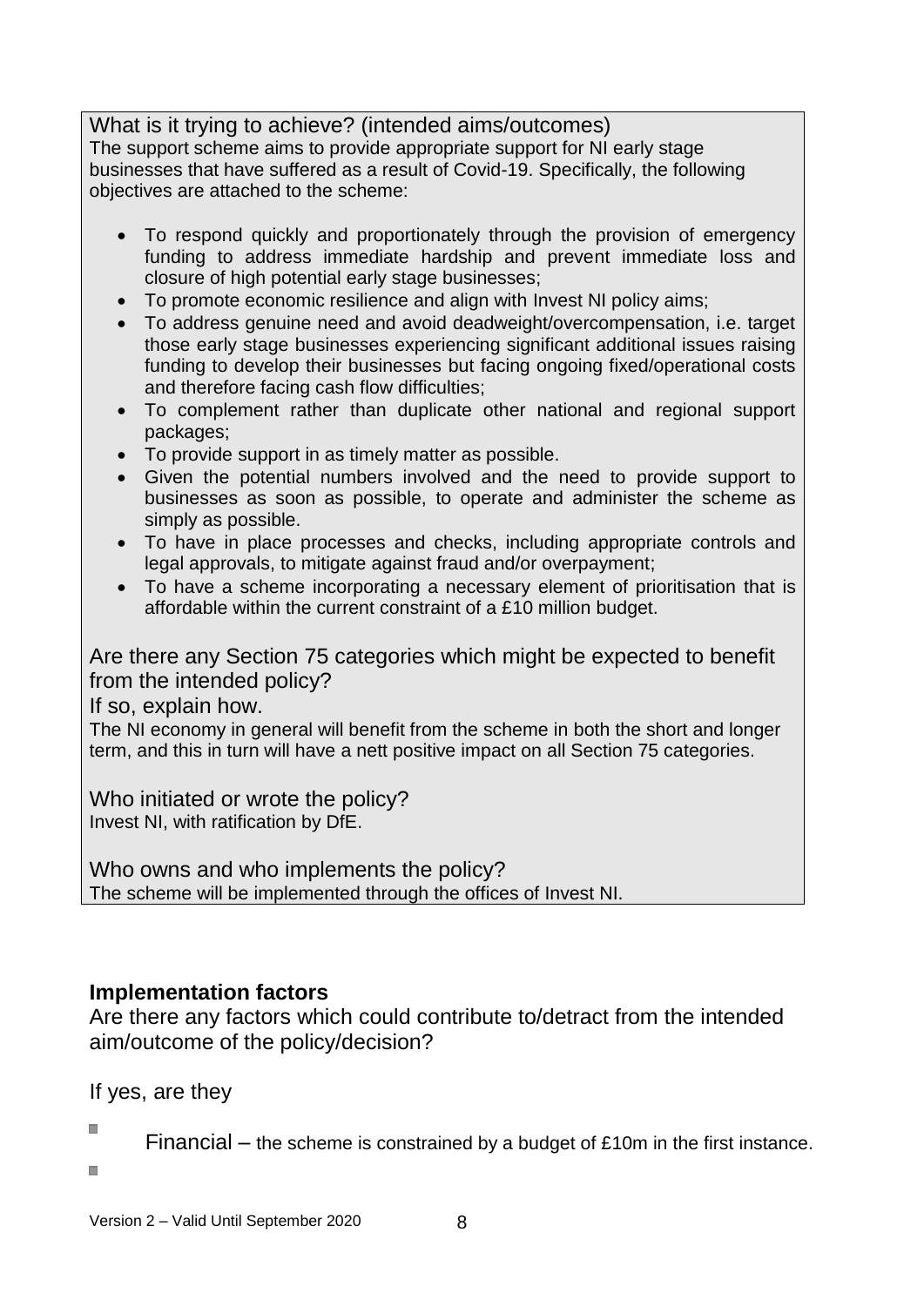What is it trying to achieve? (intended aims/outcomes)

The support scheme aims to provide appropriate support for NI early stage businesses that have suffered as a result of Covid-19. Specifically, the following objectives are attached to the scheme:

- To respond quickly and proportionately through the provision of emergency funding to address immediate hardship and prevent immediate loss and closure of high potential early stage businesses;
- To promote economic resilience and align with Invest NI policy aims;
- To address genuine need and avoid deadweight/overcompensation, i.e. target those early stage businesses experiencing significant additional issues raising funding to develop their businesses but facing ongoing fixed/operational costs and therefore facing cash flow difficulties;
- To complement rather than duplicate other national and regional support packages;
- To provide support in as timely matter as possible.
- Given the potential numbers involved and the need to provide support to businesses as soon as possible, to operate and administer the scheme as simply as possible.
- To have in place processes and checks, including appropriate controls and legal approvals, to mitigate against fraud and/or overpayment;
- To have a scheme incorporating a necessary element of prioritisation that is affordable within the current constraint of a £10 million budget.

Are there any Section 75 categories which might be expected to benefit from the intended policy?

If so, explain how.

The NI economy in general will benefit from the scheme in both the short and longer term, and this in turn will have a nett positive impact on all Section 75 categories.

Who initiated or wrote the policy?

Invest NI, with ratification by DfE.

Who owns and who implements the policy?

The scheme will be implemented through the offices of Invest NI.

**Implementation factors**

Are there any factors which could contribute to/detract from the intended aim/outcome of the policy/decision?

If yes, are they

- Financial – the scheme is constrained by a budget of £10m in the first instance.
-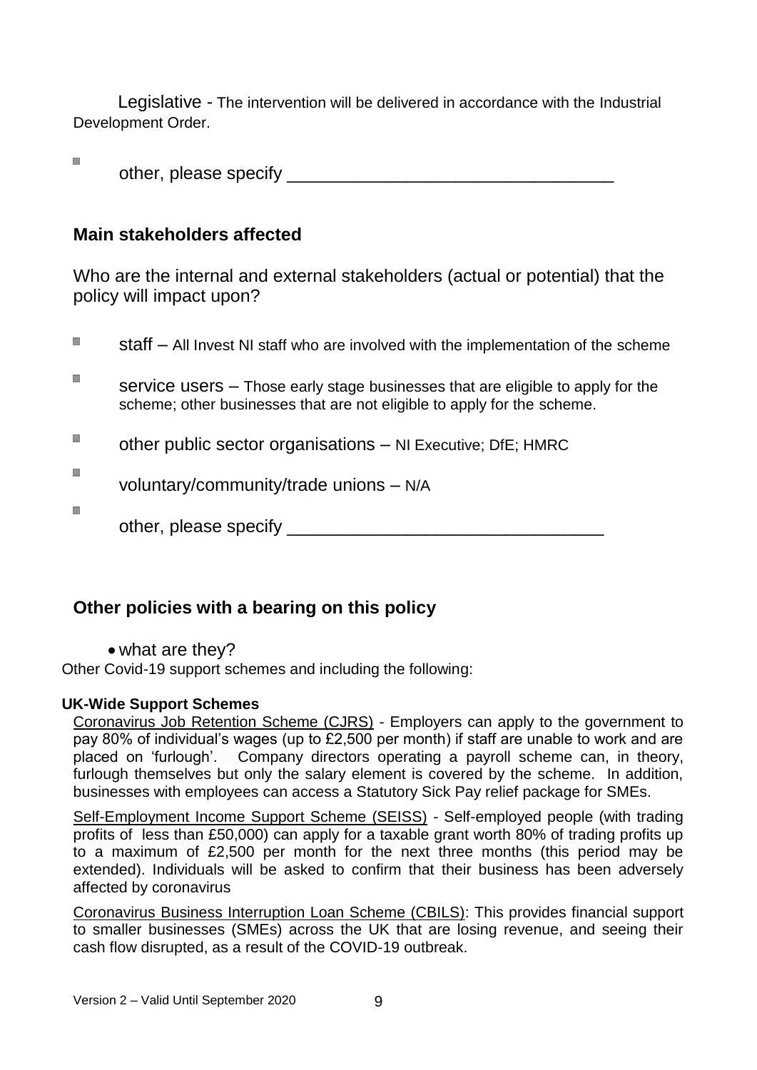Legislative - The intervention will be delivered in accordance with the Industrial Development Order.

- other, please specify ________________________________

## Main stakeholders affected

Who are the internal and external stakeholders (actual or potential) that the policy will impact upon?

- staff – All Invest NI staff who are involved with the implementation of the scheme
- service users – Those early stage businesses that are eligible to apply for the scheme; other businesses that are not eligible to apply for the scheme.
- other public sector organisations – NI Executive; DfE; HMRC
- voluntary/community/trade unions – N/A
- other, please specify ________________________________

## Other policies with a bearing on this policy

- what are they?

Other Covid-19 support schemes and including the following:

**UK-Wide Support Schemes**

Coronavirus Job Retention Scheme (CJRS) - Employers can apply to the government to pay 80% of individual's wages (up to £2,500 per month) if staff are unable to work and are placed on 'furlough'. Company directors operating a payroll scheme can, in theory, furlough themselves but only the salary element is covered by the scheme. In addition, businesses with employees can access a Statutory Sick Pay relief package for SMEs.

Self-Employment Income Support Scheme (SEISS) - Self-employed people (with trading profits of less than £50,000) can apply for a taxable grant worth 80% of trading profits up to a maximum of £2,500 per month for the next three months (this period may be extended). Individuals will be asked to confirm that their business has been adversely affected by coronavirus

Coronavirus Business Interruption Loan Scheme (CBILS): This provides financial support to smaller businesses (SMEs) across the UK that are losing revenue, and seeing their cash flow disrupted, as a result of the COVID-19 outbreak.

Version 2 – Valid Until September 2020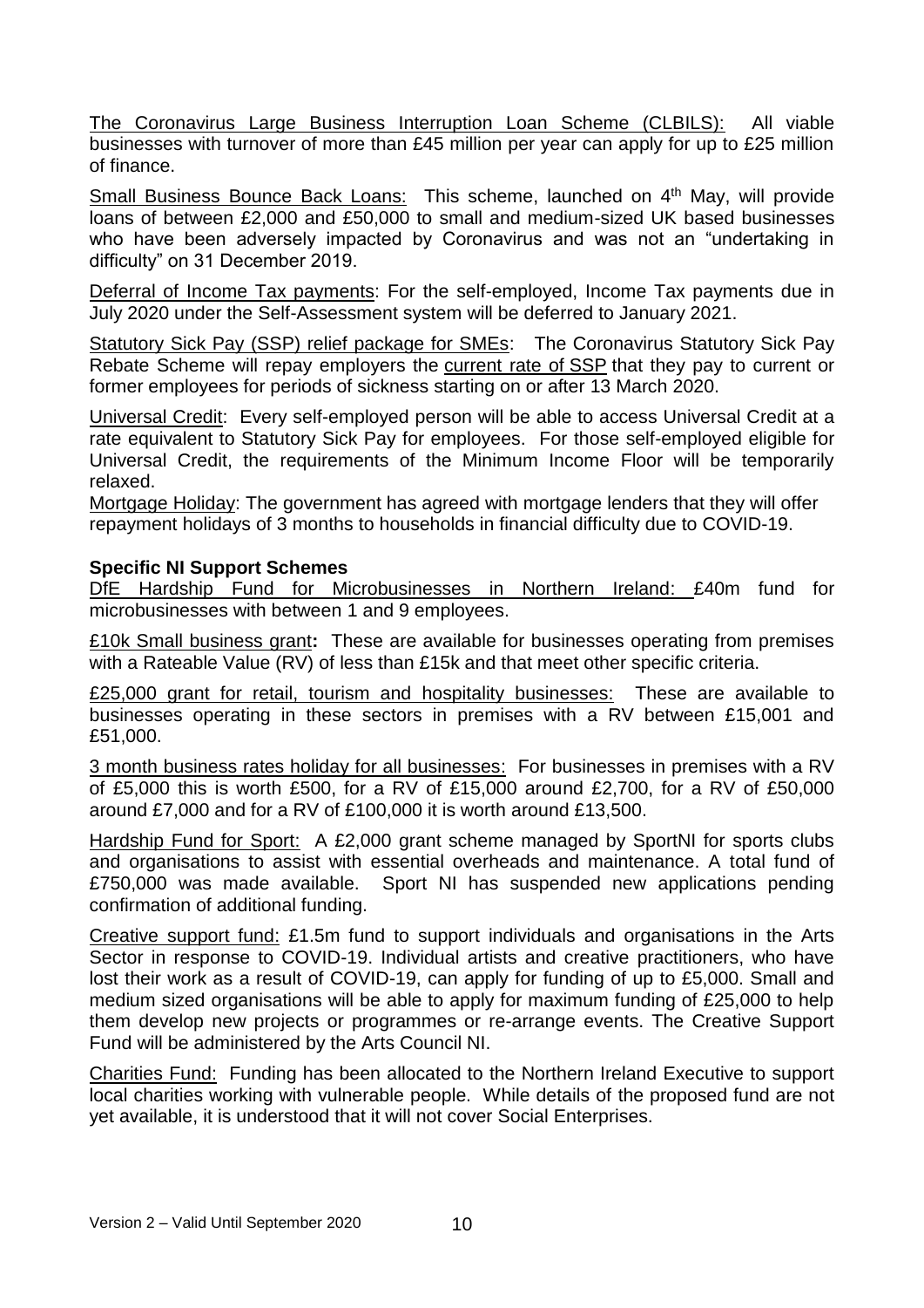The Coronavirus Large Business Interruption Loan Scheme (CLBILS): All viable businesses with turnover of more than £45 million per year can apply for up to £25 million of finance.

Small Business Bounce Back Loans: This scheme, launched on 4th May, will provide loans of between £2,000 and £50,000 to small and medium-sized UK based businesses who have been adversely impacted by Coronavirus and was not an "undertaking in difficulty" on 31 December 2019.

Deferral of Income Tax payments: For the self-employed, Income Tax payments due in July 2020 under the Self-Assessment system will be deferred to January 2021.

Statutory Sick Pay (SSP) relief package for SMEs: The Coronavirus Statutory Sick Pay Rebate Scheme will repay employers the current rate of SSP that they pay to current or former employees for periods of sickness starting on or after 13 March 2020.

Universal Credit: Every self-employed person will be able to access Universal Credit at a rate equivalent to Statutory Sick Pay for employees. For those self-employed eligible for Universal Credit, the requirements of the Minimum Income Floor will be temporarily relaxed.

Mortgage Holiday: The government has agreed with mortgage lenders that they will offer repayment holidays of 3 months to households in financial difficulty due to COVID-19.

**Specific NI Support Schemes**

DfE Hardship Fund for Microbusinesses in Northern Ireland: £40m fund for microbusinesses with between 1 and 9 employees.

£10k Small business grant**:** These are available for businesses operating from premises with a Rateable Value (RV) of less than £15k and that meet other specific criteria.

£25,000 grant for retail, tourism and hospitality businesses: These are available to businesses operating in these sectors in premises with a RV between £15,001 and £51,000.

3 month business rates holiday for all businesses: For businesses in premises with a RV of £5,000 this is worth £500, for a RV of £15,000 around £2,700, for a RV of £50,000 around £7,000 and for a RV of £100,000 it is worth around £13,500.

Hardship Fund for Sport: A £2,000 grant scheme managed by SportNI for sports clubs and organisations to assist with essential overheads and maintenance. A total fund of £750,000 was made available. Sport NI has suspended new applications pending confirmation of additional funding.

Creative support fund: £1.5m fund to support individuals and organisations in the Arts Sector in response to COVID-19. Individual artists and creative practitioners, who have lost their work as a result of COVID-19, can apply for funding of up to £5,000. Small and medium sized organisations will be able to apply for maximum funding of £25,000 to help them develop new projects or programmes or re-arrange events. The Creative Support Fund will be administered by the Arts Council NI.

Charities Fund: Funding has been allocated to the Northern Ireland Executive to support local charities working with vulnerable people. While details of the proposed fund are not yet available, it is understood that it will not cover Social Enterprises.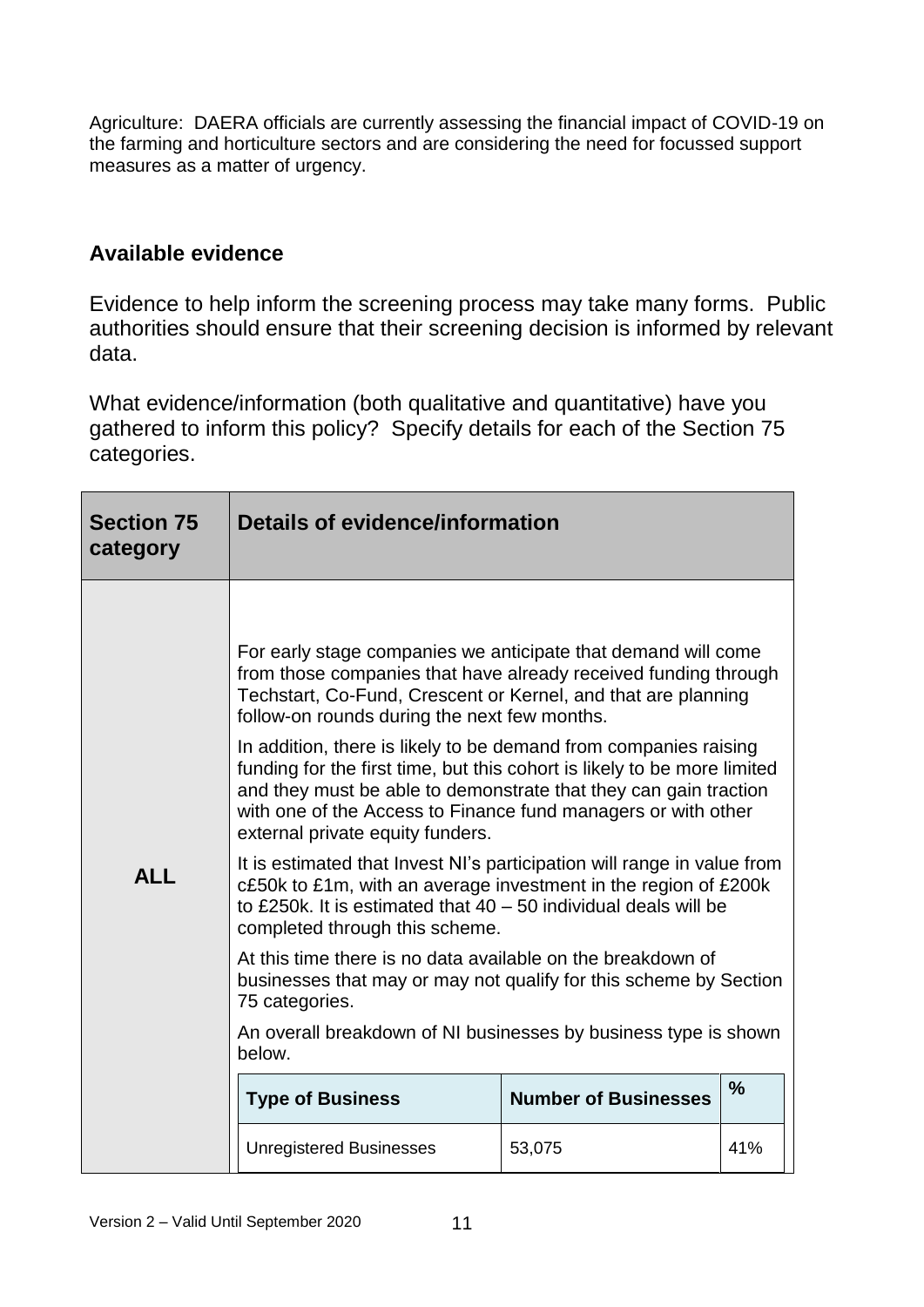Agriculture: DAERA officials are currently assessing the financial impact of COVID-19 on the farming and horticulture sectors and are considering the need for focussed support measures as a matter of urgency.

## Available evidence

Evidence to help inform the screening process may take many forms. Public authorities should ensure that their screening decision is informed by relevant data.

What evidence/information (both qualitative and quantitative) have you gathered to inform this policy? Specify details for each of the Section 75 categories.

| Section 75 category | Details of evidence/information |
|---|---|
| ALL | For early stage companies we anticipate that demand will come from those companies that have already received funding through Techstart, Co-Fund, Crescent or Kernel, and that are planning follow-on rounds during the next few months.<br><br>In addition, there is likely to be demand from companies raising funding for the first time, but this cohort is likely to be more limited and they must be able to demonstrate that they can gain traction with one of the Access to Finance fund managers or with other external private equity funders.<br><br>It is estimated that Invest NI's participation will range in value from c£50k to £1m, with an average investment in the region of £200k to £250k. It is estimated that 40 – 50 individual deals will be completed through this scheme.<br><br>At this time there is no data available on the breakdown of businesses that may or may not qualify for this scheme by Section 75 categories.<br><br>An overall breakdown of NI businesses by business type is shown below. |

| Type of Business | Number of Businesses | % |
|---|---|---|
| Unregistered Businesses | 53,075 | 41% |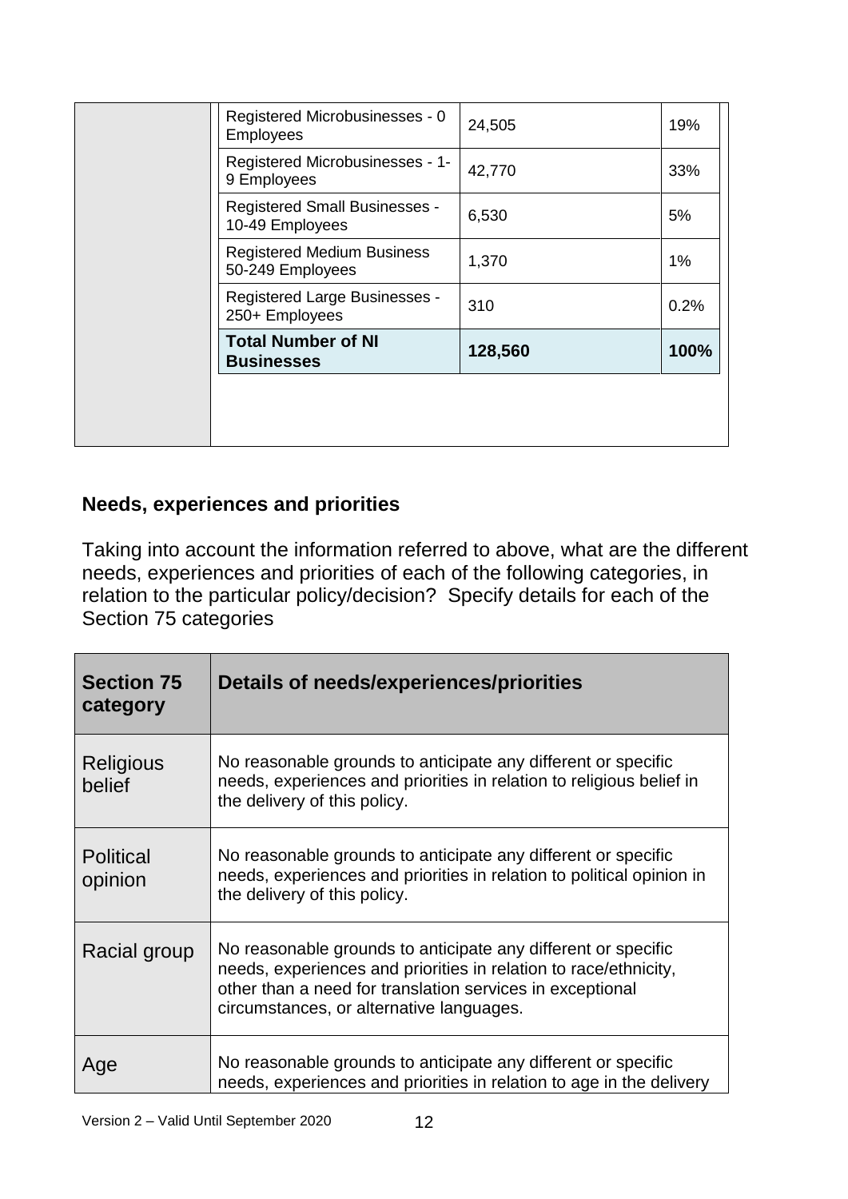| Registered Microbusinesses - 0 Employees | 24,505 | 19% |
|---|---|---|
| Registered Microbusinesses - 1-9 Employees | 42,770 | 33% |
| Registered Small Businesses - 10-49 Employees | 6,530 | 5% |
| Registered Medium Business 50-249 Employees | 1,370 | 1% |
| Registered Large Businesses - 250+ Employees | 310 | 0.2% |
| **Total Number of NI Businesses** | **128,560** | **100%** |

## Needs, experiences and priorities

Taking into account the information referred to above, what are the different needs, experiences and priorities of each of the following categories, in relation to the particular policy/decision? Specify details for each of the Section 75 categories

| Section 75 category | Details of needs/experiences/priorities |
|---|---|
| Religious belief | No reasonable grounds to anticipate any different or specific needs, experiences and priorities in relation to religious belief in the delivery of this policy. |
| Political opinion | No reasonable grounds to anticipate any different or specific needs, experiences and priorities in relation to political opinion in the delivery of this policy. |
| Racial group | No reasonable grounds to anticipate any different or specific needs, experiences and priorities in relation to race/ethnicity, other than a need for translation services in exceptional circumstances, or alternative languages. |
| Age | No reasonable grounds to anticipate any different or specific needs, experiences and priorities in relation to age in the delivery |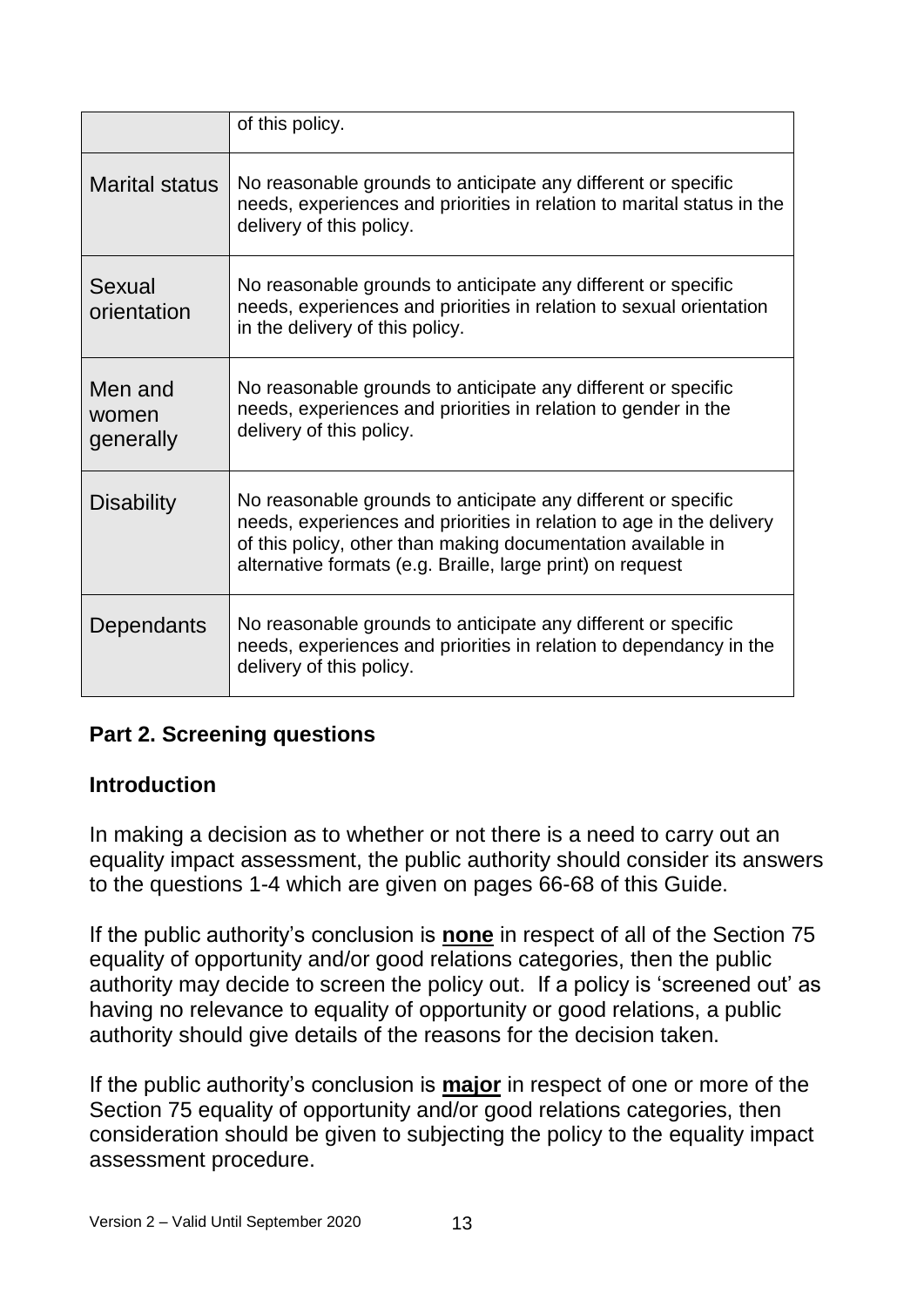| | |
|---|---|
| | of this policy. |
| Marital status | No reasonable grounds to anticipate any different or specific needs, experiences and priorities in relation to marital status in the delivery of this policy. |
| Sexual orientation | No reasonable grounds to anticipate any different or specific needs, experiences and priorities in relation to sexual orientation in the delivery of this policy. |
| Men and women generally | No reasonable grounds to anticipate any different or specific needs, experiences and priorities in relation to gender in the delivery of this policy. |
| Disability | No reasonable grounds to anticipate any different or specific needs, experiences and priorities in relation to age in the delivery of this policy, other than making documentation available in alternative formats (e.g. Braille, large print) on request |
| Dependants | No reasonable grounds to anticipate any different or specific needs, experiences and priorities in relation to dependancy in the delivery of this policy. |

## Part 2. Screening questions

### Introduction

In making a decision as to whether or not there is a need to carry out an equality impact assessment, the public authority should consider its answers to the questions 1-4 which are given on pages 66-68 of this Guide.

If the public authority's conclusion is **none** in respect of all of the Section 75 equality of opportunity and/or good relations categories, then the public authority may decide to screen the policy out. If a policy is 'screened out' as having no relevance to equality of opportunity or good relations, a public authority should give details of the reasons for the decision taken.

If the public authority's conclusion is **major** in respect of one or more of the Section 75 equality of opportunity and/or good relations categories, then consideration should be given to subjecting the policy to the equality impact assessment procedure.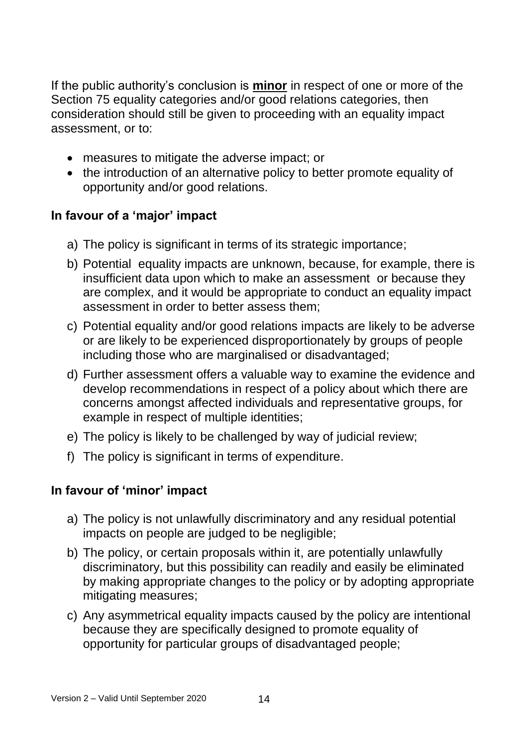If the public authority's conclusion is **minor** in respect of one or more of the Section 75 equality categories and/or good relations categories, then consideration should still be given to proceeding with an equality impact assessment, or to:

- measures to mitigate the adverse impact; or
- the introduction of an alternative policy to better promote equality of opportunity and/or good relations.

### In favour of a 'major' impact

a) The policy is significant in terms of its strategic importance;

b) Potential equality impacts are unknown, because, for example, there is insufficient data upon which to make an assessment or because they are complex, and it would be appropriate to conduct an equality impact assessment in order to better assess them;

c) Potential equality and/or good relations impacts are likely to be adverse or are likely to be experienced disproportionately by groups of people including those who are marginalised or disadvantaged;

d) Further assessment offers a valuable way to examine the evidence and develop recommendations in respect of a policy about which there are concerns amongst affected individuals and representative groups, for example in respect of multiple identities;

e) The policy is likely to be challenged by way of judicial review;

f) The policy is significant in terms of expenditure.

### In favour of 'minor' impact

a) The policy is not unlawfully discriminatory and any residual potential impacts on people are judged to be negligible;

b) The policy, or certain proposals within it, are potentially unlawfully discriminatory, but this possibility can readily and easily be eliminated by making appropriate changes to the policy or by adopting appropriate mitigating measures;

c) Any asymmetrical equality impacts caused by the policy are intentional because they are specifically designed to promote equality of opportunity for particular groups of disadvantaged people;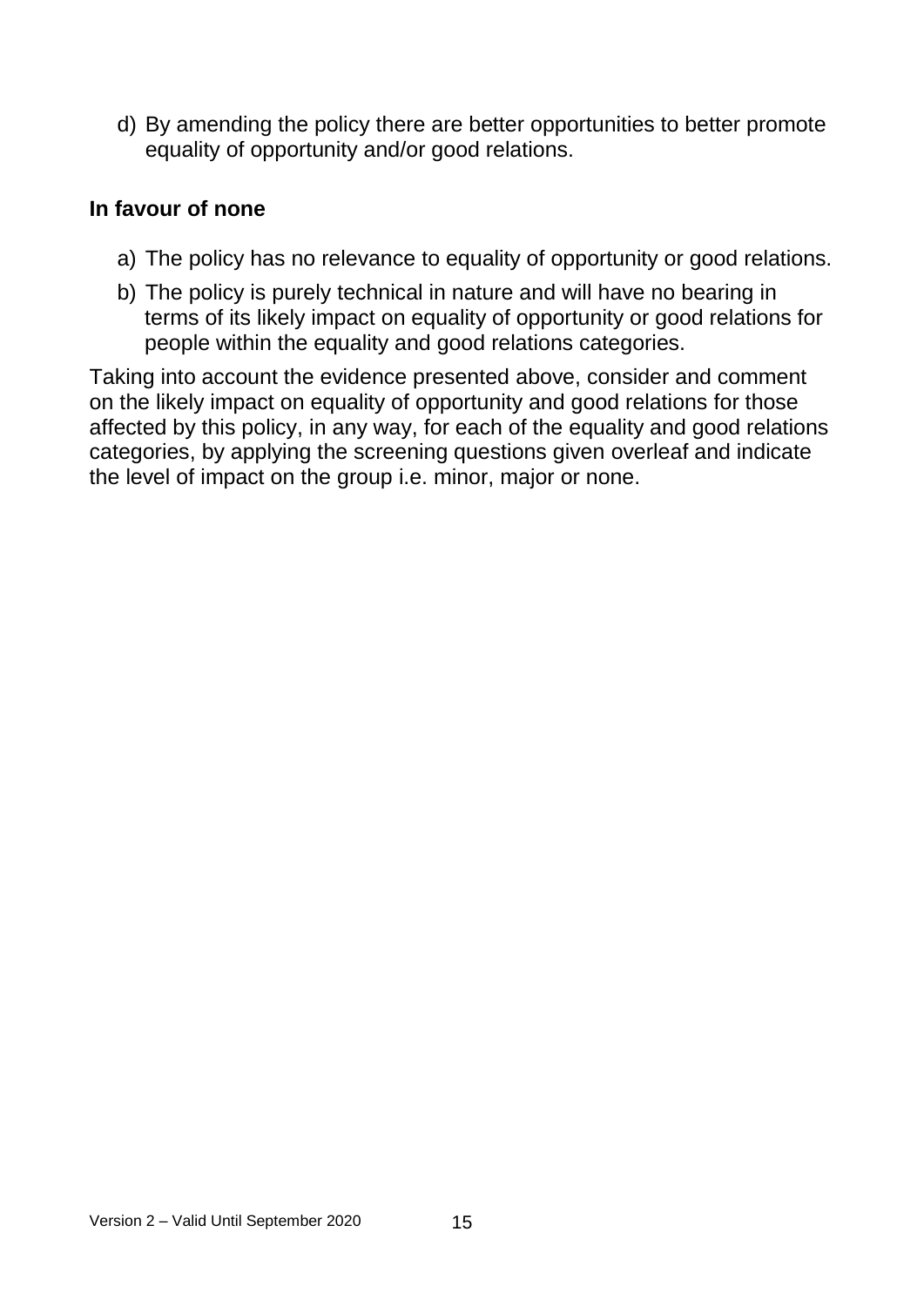d) By amending the policy there are better opportunities to better promote equality of opportunity and/or good relations.

**In favour of none**

a) The policy has no relevance to equality of opportunity or good relations.

b) The policy is purely technical in nature and will have no bearing in terms of its likely impact on equality of opportunity or good relations for people within the equality and good relations categories.

Taking into account the evidence presented above, consider and comment on the likely impact on equality of opportunity and good relations for those affected by this policy, in any way, for each of the equality and good relations categories, by applying the screening questions given overleaf and indicate the level of impact on the group i.e. minor, major or none.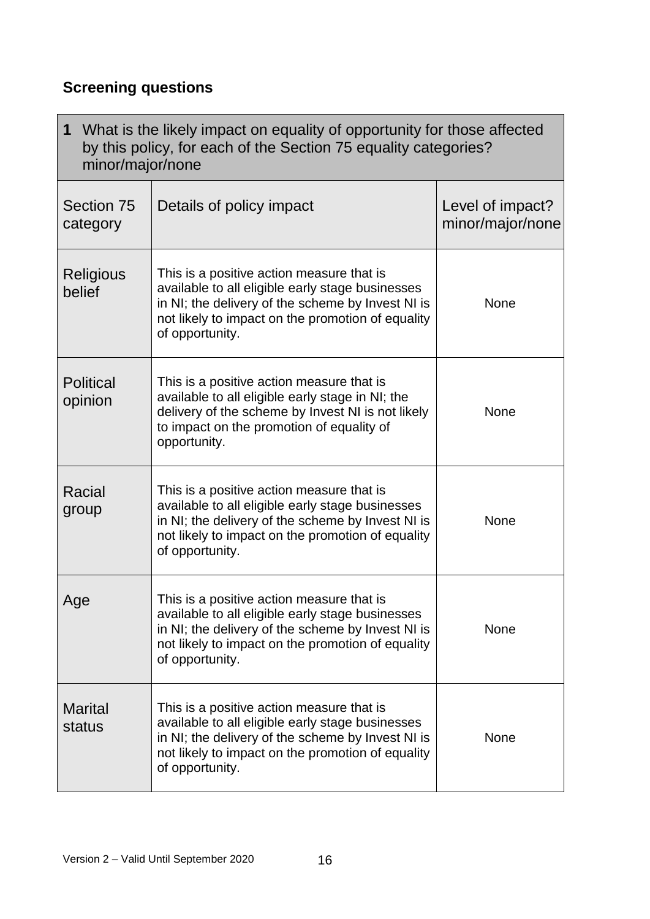## Screening questions

| **1** What is the likely impact on equality of opportunity for those affected by this policy, for each of the Section 75 equality categories? minor/major/none | | |
|---|---|---|
| Section 75 category | Details of policy impact | Level of impact? minor/major/none |
| Religious belief | This is a positive action measure that is available to all eligible early stage businesses in NI; the delivery of the scheme by Invest NI is not likely to impact on the promotion of equality of opportunity. | None |
| Political opinion | This is a positive action measure that is available to all eligible early stage in NI; the delivery of the scheme by Invest NI is not likely to impact on the promotion of equality of opportunity. | None |
| Racial group | This is a positive action measure that is available to all eligible early stage businesses in NI; the delivery of the scheme by Invest NI is not likely to impact on the promotion of equality of opportunity. | None |
| Age | This is a positive action measure that is available to all eligible early stage businesses in NI; the delivery of the scheme by Invest NI is not likely to impact on the promotion of equality of opportunity. | None |
| Marital status | This is a positive action measure that is available to all eligible early stage businesses in NI; the delivery of the scheme by Invest NI is not likely to impact on the promotion of equality of opportunity. | None |

Version 2 – Valid Until September 2020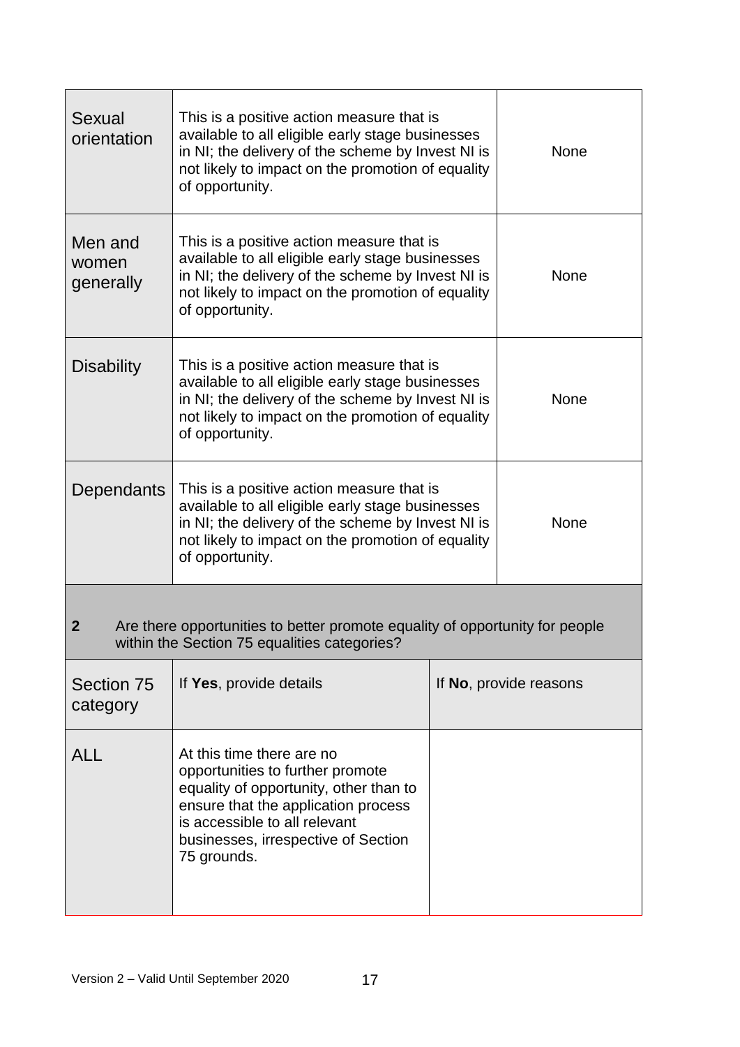| | | |
|---|---|---|
| Sexual orientation | This is a positive action measure that is available to all eligible early stage businesses in NI; the delivery of the scheme by Invest NI is not likely to impact on the promotion of equality of opportunity. | None |
| Men and women generally | This is a positive action measure that is available to all eligible early stage businesses in NI; the delivery of the scheme by Invest NI is not likely to impact on the promotion of equality of opportunity. | None |
| Disability | This is a positive action measure that is available to all eligible early stage businesses in NI; the delivery of the scheme by Invest NI is not likely to impact on the promotion of equality of opportunity. | None |
| Dependants | This is a positive action measure that is available to all eligible early stage businesses in NI; the delivery of the scheme by Invest NI is not likely to impact on the promotion of equality of opportunity. | None |

**2** Are there opportunities to better promote equality of opportunity for people within the Section 75 equalities categories?

| Section 75 category | If **Yes**, provide details | If **No**, provide reasons |
|---|---|---|
| ALL | At this time there are no opportunities to further promote equality of opportunity, other than to ensure that the application process is accessible to all relevant businesses, irrespective of Section 75 grounds. | |

Version 2 – Valid Until September 2020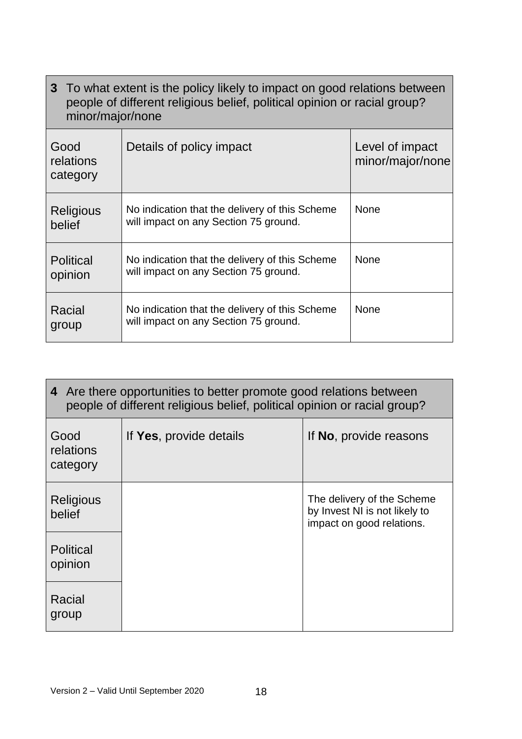| **3** To what extent is the policy likely to impact on good relations between people of different religious belief, political opinion or racial group? minor/major/none | | |
|---|---|---|
| Good relations category | Details of policy impact | Level of impact minor/major/none |
| Religious belief | No indication that the delivery of this Scheme will impact on any Section 75 ground. | None |
| Political opinion | No indication that the delivery of this Scheme will impact on any Section 75 ground. | None |
| Racial group | No indication that the delivery of this Scheme will impact on any Section 75 ground. | None |

| **4** Are there opportunities to better promote good relations between people of different religious belief, political opinion or racial group? | | |
|---|---|---|
| Good relations category | If **Yes**, provide details | If **No**, provide reasons |
| Religious belief | | The delivery of the Scheme by Invest NI is not likely to impact on good relations. |
| Political opinion | | |
| Racial group | | |

Version 2 – Valid Until September 2020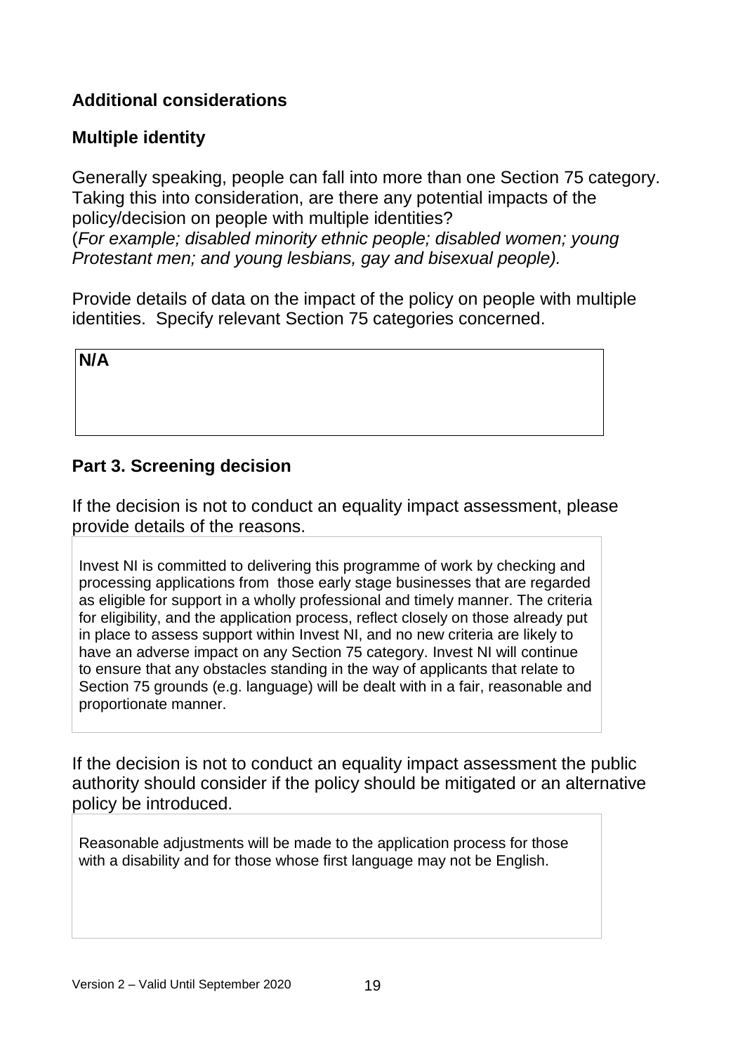**Additional considerations**

**Multiple identity**

Generally speaking, people can fall into more than one Section 75 category. Taking this into consideration, are there any potential impacts of the policy/decision on people with multiple identities?
(*For example; disabled minority ethnic people; disabled women; young Protestant men; and young lesbians, gay and bisexual people).*

Provide details of data on the impact of the policy on people with multiple identities. Specify relevant Section 75 categories concerned.

| **N/A** |
|---|

**Part 3. Screening decision**

If the decision is not to conduct an equality impact assessment, please provide details of the reasons.

| Invest NI is committed to delivering this programme of work by checking and processing applications from those early stage businesses that are regarded as eligible for support in a wholly professional and timely manner. The criteria for eligibility, and the application process, reflect closely on those already put in place to assess support within Invest NI, and no new criteria are likely to have an adverse impact on any Section 75 category. Invest NI will continue to ensure that any obstacles standing in the way of applicants that relate to Section 75 grounds (e.g. language) will be dealt with in a fair, reasonable and proportionate manner. |
|---|

If the decision is not to conduct an equality impact assessment the public authority should consider if the policy should be mitigated or an alternative policy be introduced.

| Reasonable adjustments will be made to the application process for those with a disability and for those whose first language may not be English. |
|---|

Version 2 – Valid Until September 2020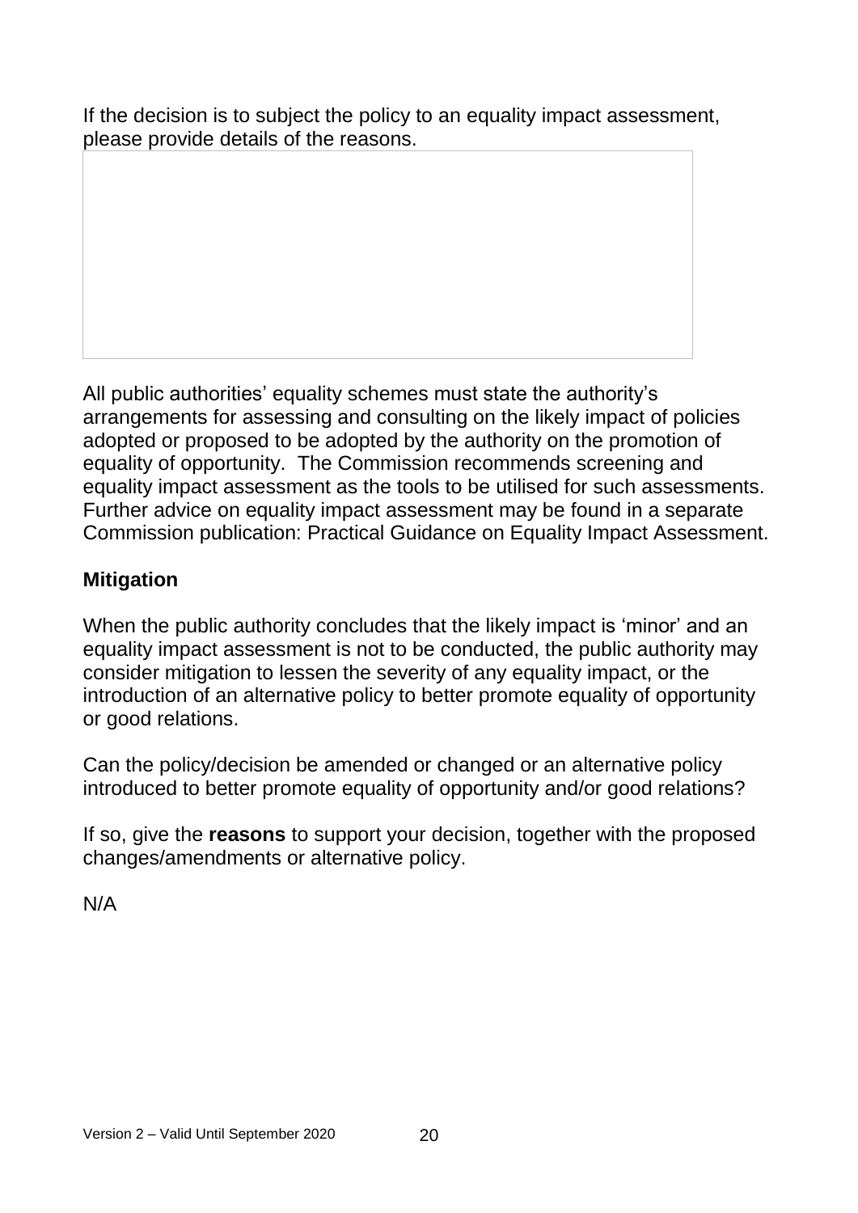If the decision is to subject the policy to an equality impact assessment, please provide details of the reasons.

| |
|---|
| |

All public authorities' equality schemes must state the authority's arrangements for assessing and consulting on the likely impact of policies adopted or proposed to be adopted by the authority on the promotion of equality of opportunity. The Commission recommends screening and equality impact assessment as the tools to be utilised for such assessments. Further advice on equality impact assessment may be found in a separate Commission publication: Practical Guidance on Equality Impact Assessment.

**Mitigation**

When the public authority concludes that the likely impact is 'minor' and an equality impact assessment is not to be conducted, the public authority may consider mitigation to lessen the severity of any equality impact, or the introduction of an alternative policy to better promote equality of opportunity or good relations.

Can the policy/decision be amended or changed or an alternative policy introduced to better promote equality of opportunity and/or good relations?

If so, give the **reasons** to support your decision, together with the proposed changes/amendments or alternative policy.

N/A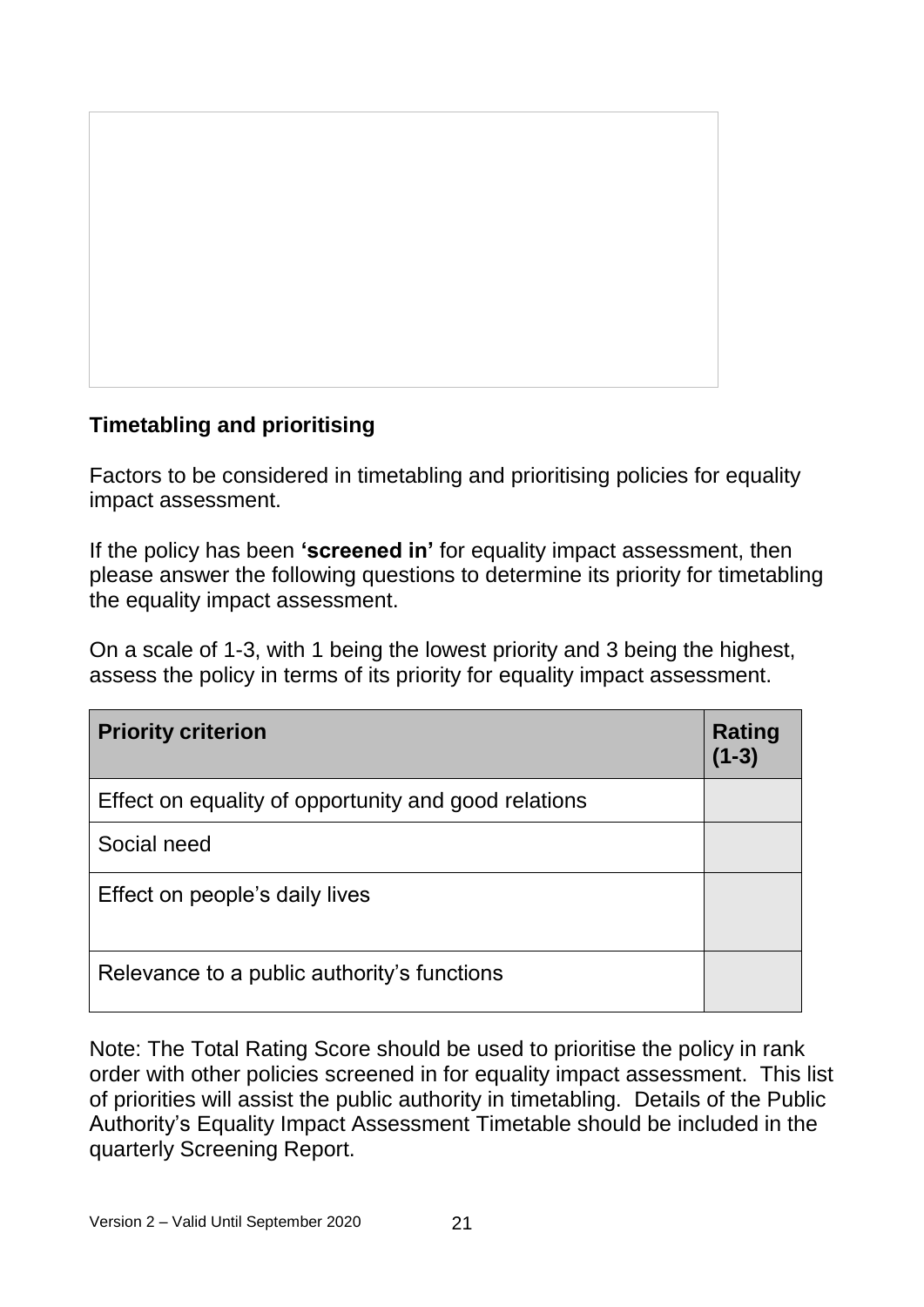### Timetabling and prioritising

Factors to be considered in timetabling and prioritising policies for equality impact assessment.

If the policy has been **'screened in'** for equality impact assessment, then please answer the following questions to determine its priority for timetabling the equality impact assessment.

On a scale of 1-3, with 1 being the lowest priority and 3 being the highest, assess the policy in terms of its priority for equality impact assessment.

| Priority criterion | Rating (1-3) |
| --- | --- |
| Effect on equality of opportunity and good relations | |
| Social need | |
| Effect on people's daily lives | |
| Relevance to a public authority's functions | |

Note: The Total Rating Score should be used to prioritise the policy in rank order with other policies screened in for equality impact assessment. This list of priorities will assist the public authority in timetabling. Details of the Public Authority's Equality Impact Assessment Timetable should be included in the quarterly Screening Report.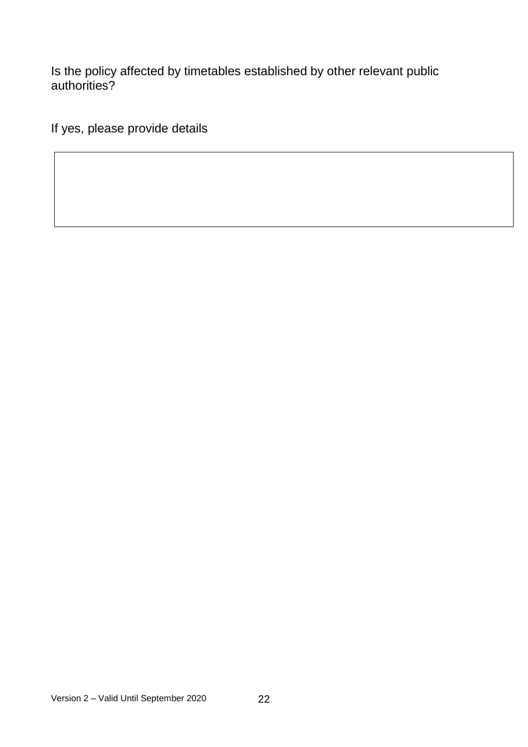Is the policy affected by timetables established by other relevant public authorities?

If yes, please provide details

| |
|---|
| |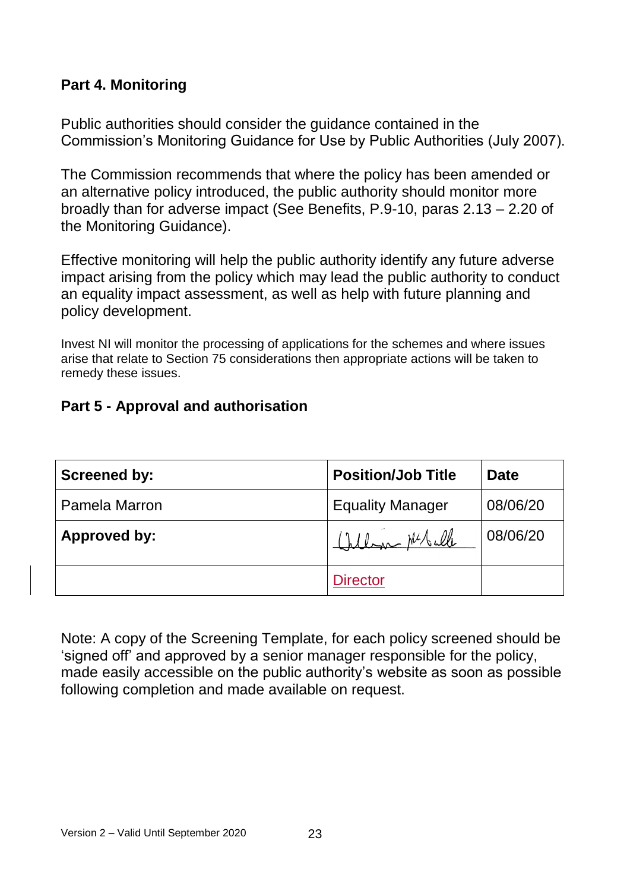## Part 4. Monitoring

Public authorities should consider the guidance contained in the Commission's Monitoring Guidance for Use by Public Authorities (July 2007).

The Commission recommends that where the policy has been amended or an alternative policy introduced, the public authority should monitor more broadly than for adverse impact (See Benefits, P.9-10, paras 2.13 – 2.20 of the Monitoring Guidance).

Effective monitoring will help the public authority identify any future adverse impact arising from the policy which may lead the public authority to conduct an equality impact assessment, as well as help with future planning and policy development.

Invest NI will monitor the processing of applications for the schemes and where issues arise that relate to Section 75 considerations then appropriate actions will be taken to remedy these issues.

## Part 5 - Approval and authorisation

| **Screened by:** | **Position/Job Title** | **Date** |
|---|---|---|
| Pamela Marron | Equality Manager | 08/06/20 |
| **Approved by:** | William McNulty | 08/06/20 |
| | Director | |

Note: A copy of the Screening Template, for each policy screened should be 'signed off' and approved by a senior manager responsible for the policy, made easily accessible on the public authority's website as soon as possible following completion and made available on request.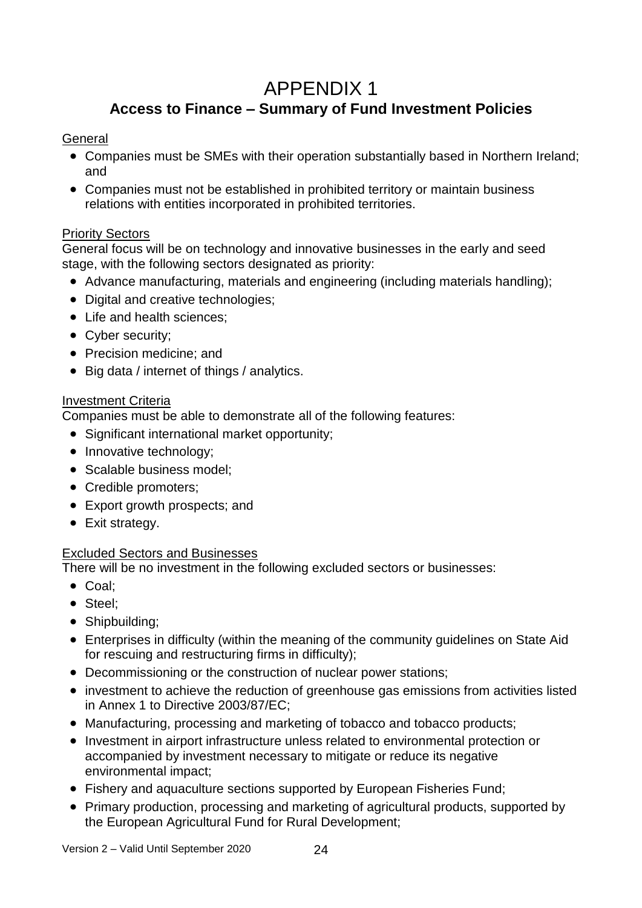# APPENDIX 1

## Access to Finance – Summary of Fund Investment Policies

General

- Companies must be SMEs with their operation substantially based in Northern Ireland; and
- Companies must not be established in prohibited territory or maintain business relations with entities incorporated in prohibited territories.

Priority Sectors

General focus will be on technology and innovative businesses in the early and seed stage, with the following sectors designated as priority:

- Advance manufacturing, materials and engineering (including materials handling);
- Digital and creative technologies;
- Life and health sciences;
- Cyber security;
- Precision medicine; and
- Big data / internet of things / analytics.

Investment Criteria

Companies must be able to demonstrate all of the following features:

- Significant international market opportunity;
- Innovative technology;
- Scalable business model;
- Credible promoters;
- Export growth prospects; and
- Exit strategy.

Excluded Sectors and Businesses

There will be no investment in the following excluded sectors or businesses:

- Coal;
- Steel;
- Shipbuilding;
- Enterprises in difficulty (within the meaning of the community guidelines on State Aid for rescuing and restructuring firms in difficulty);
- Decommissioning or the construction of nuclear power stations;
- investment to achieve the reduction of greenhouse gas emissions from activities listed in Annex 1 to Directive 2003/87/EC;
- Manufacturing, processing and marketing of tobacco and tobacco products;
- Investment in airport infrastructure unless related to environmental protection or accompanied by investment necessary to mitigate or reduce its negative environmental impact;
- Fishery and aquaculture sections supported by European Fisheries Fund;
- Primary production, processing and marketing of agricultural products, supported by the European Agricultural Fund for Rural Development;

Version 2 – Valid Until September 2020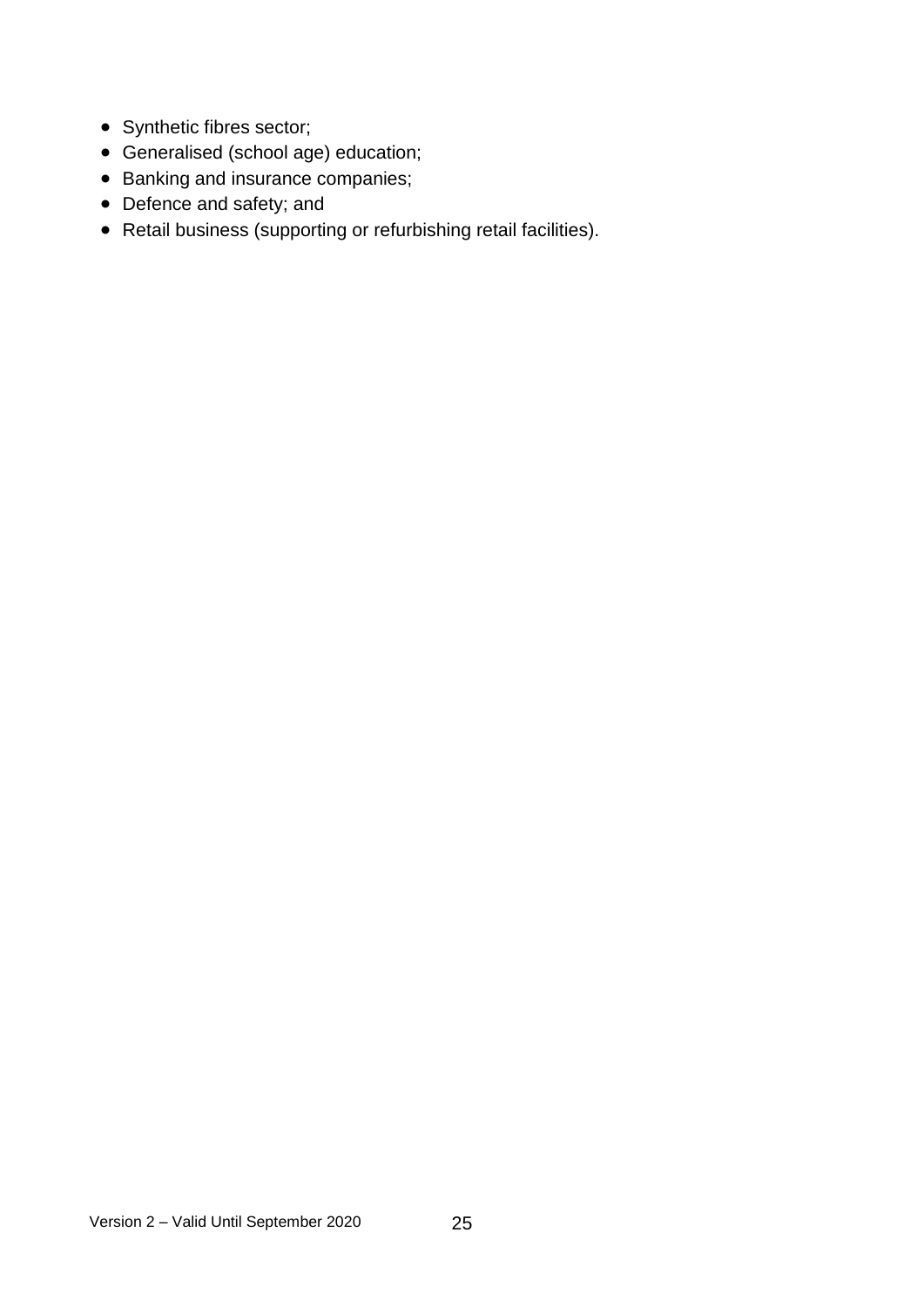- Synthetic fibres sector;
- Generalised (school age) education;
- Banking and insurance companies;
- Defence and safety; and
- Retail business (supporting or refurbishing retail facilities).